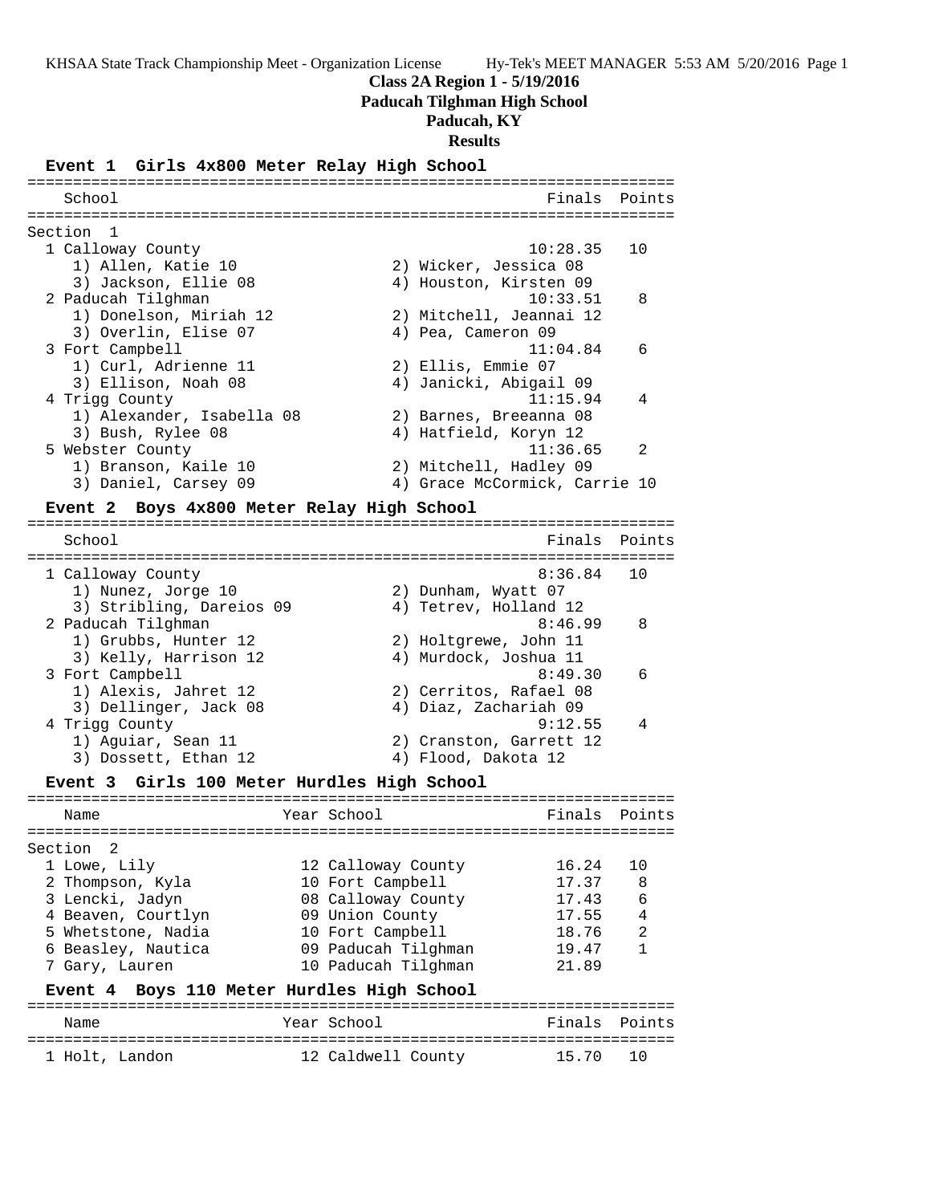# Class 2A Region 1 - 5/19/2016

## Paducah Tilghman High School

## Paducah, KY

## Results

### Event 1 Girls 4x800 Meter Relay High School

Section 1

| Place | School | Finals | Points |
|---|---|---|---|
| 1 | Calloway County | 10:28.35 | 10 |
| | 1) Allen, Katie 10; 2) Wicker, Jessica 08; 3) Jackson, Ellie 08; 4) Houston, Kirsten 09 | | |
| 2 | Paducah Tilghman | 10:33.51 | 8 |
| | 1) Donelson, Miriah 12; 2) Mitchell, Jeannai 12; 3) Overlin, Elise 07; 4) Pea, Cameron 09 | | |
| 3 | Fort Campbell | 11:04.84 | 6 |
| | 1) Curl, Adrienne 11; 2) Ellis, Emmie 07; 3) Ellison, Noah 08; 4) Janicki, Abigail 09 | | |
| 4 | Trigg County | 11:15.94 | 4 |
| | 1) Alexander, Isabella 08; 2) Barnes, Breeanna 08; 3) Bush, Rylee 08; 4) Hatfield, Koryn 12 | | |
| 5 | Webster County | 11:36.65 | 2 |
| | 1) Branson, Kaile 10; 2) Mitchell, Hadley 09; 3) Daniel, Carsey 09; 4) Grace McCormick, Carrie 10 | | |

### Event 2 Boys 4x800 Meter Relay High School

| Place | School | Finals | Points |
|---|---|---|---|
| 1 | Calloway County | 8:36.84 | 10 |
| | 1) Nunez, Jorge 10; 2) Dunham, Wyatt 07; 3) Stribling, Dareios 09; 4) Tetrev, Holland 12 | | |
| 2 | Paducah Tilghman | 8:46.99 | 8 |
| | 1) Grubbs, Hunter 12; 2) Holtgrewe, John 11; 3) Kelly, Harrison 12; 4) Murdock, Joshua 11 | | |
| 3 | Fort Campbell | 8:49.30 | 6 |
| | 1) Alexis, Jahret 12; 2) Cerritos, Rafael 08; 3) Dellinger, Jack 08; 4) Diaz, Zachariah 09 | | |
| 4 | Trigg County | 9:12.55 | 4 |
| | 1) Aguiar, Sean 11; 2) Cranston, Garrett 12; 3) Dossett, Ethan 12; 4) Flood, Dakota 12 | | |

### Event 3 Girls 100 Meter Hurdles High School

Section 2

| Place | Name | Year | School | Finals | Points |
|---|---|---|---|---|---|
| 1 | Lowe, Lily | 12 | Calloway County | 16.24 | 10 |
| 2 | Thompson, Kyla | 10 | Fort Campbell | 17.37 | 8 |
| 3 | Lencki, Jadyn | 08 | Calloway County | 17.43 | 6 |
| 4 | Beaven, Courtlyn | 09 | Union County | 17.55 | 4 |
| 5 | Whetstone, Nadia | 10 | Fort Campbell | 18.76 | 2 |
| 6 | Beasley, Nautica | 09 | Paducah Tilghman | 19.47 | 1 |
| 7 | Gary, Lauren | 10 | Paducah Tilghman | 21.89 | |

### Event 4 Boys 110 Meter Hurdles High School

| Place | Name | Year | School | Finals | Points |
|---|---|---|---|---|---|
| 1 | Holt, Landon | 12 | Caldwell County | 15.70 | 10 |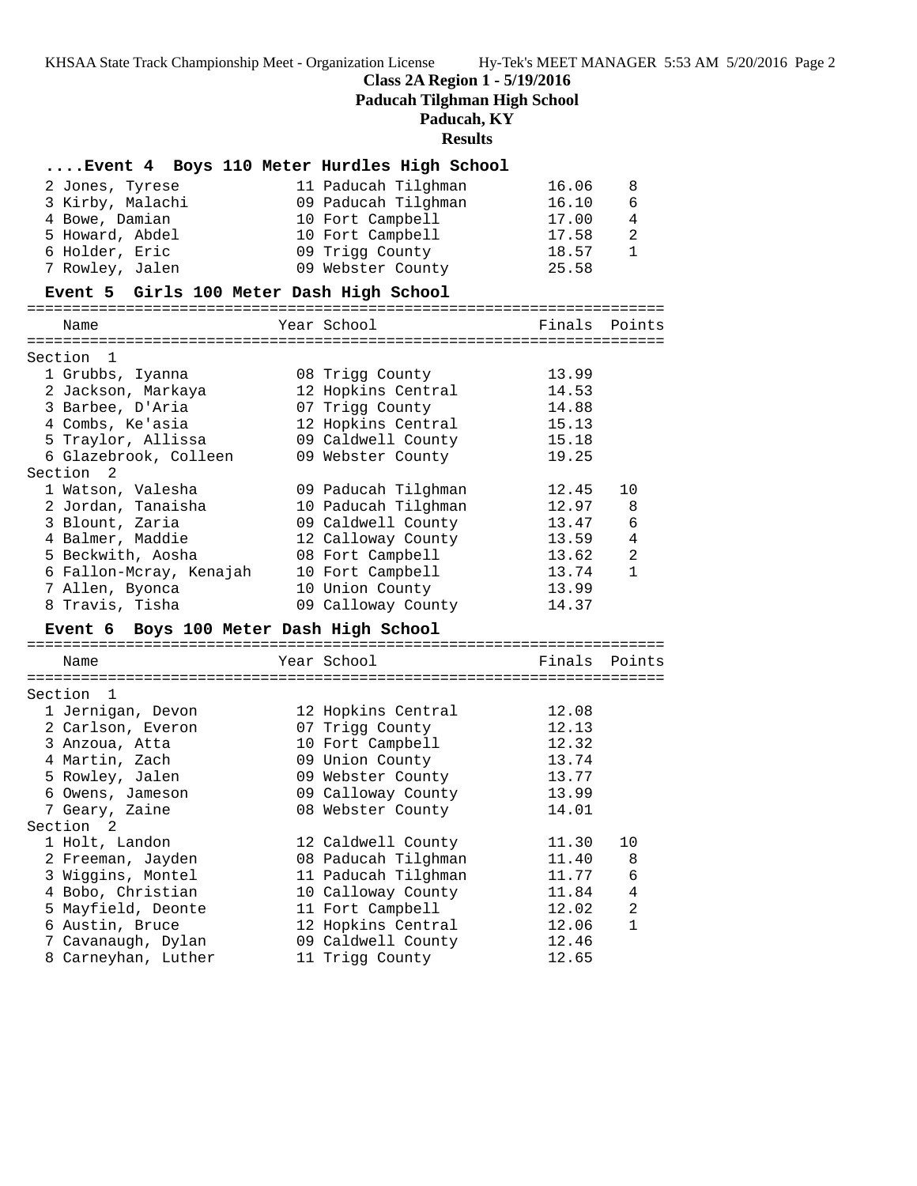**Class 2A Region 1 - 5/19/2016**

**Paducah Tilghman High School**

**Paducah, KY**

**Results**

### ....Event 4 Boys 110 Meter Hurdles High School

| Place | Name | Year | School | Finals | Points |
|---|---|---|---|---|---|
| 2 | Jones, Tyrese | 11 | Paducah Tilghman | 16.06 | 8 |
| 3 | Kirby, Malachi | 09 | Paducah Tilghman | 16.10 | 6 |
| 4 | Bowe, Damian | 10 | Fort Campbell | 17.00 | 4 |
| 5 | Howard, Abdel | 10 | Fort Campbell | 17.58 | 2 |
| 6 | Holder, Eric | 09 | Trigg County | 18.57 | 1 |
| 7 | Rowley, Jalen | 09 | Webster County | 25.58 | |

### Event 5 Girls 100 Meter Dash High School

| Place | Name | Year | School | Finals | Points |
|---|---|---|---|---|---|
| **Section 1** | | | | | |
| 1 | Grubbs, Iyanna | 08 | Trigg County | 13.99 | |
| 2 | Jackson, Markaya | 12 | Hopkins Central | 14.53 | |
| 3 | Barbee, D'Aria | 07 | Trigg County | 14.88 | |
| 4 | Combs, Ke'asia | 12 | Hopkins Central | 15.13 | |
| 5 | Traylor, Allissa | 09 | Caldwell County | 15.18 | |
| 6 | Glazebrook, Colleen | 09 | Webster County | 19.25 | |
| **Section 2** | | | | | |
| 1 | Watson, Valesha | 09 | Paducah Tilghman | 12.45 | 10 |
| 2 | Jordan, Tanaisha | 10 | Paducah Tilghman | 12.97 | 8 |
| 3 | Blount, Zaria | 09 | Caldwell County | 13.47 | 6 |
| 4 | Balmer, Maddie | 12 | Calloway County | 13.59 | 4 |
| 5 | Beckwith, Aosha | 08 | Fort Campbell | 13.62 | 2 |
| 6 | Fallon-Mcray, Kenajah | 10 | Fort Campbell | 13.74 | 1 |
| 7 | Allen, Byonca | 10 | Union County | 13.99 | |
| 8 | Travis, Tisha | 09 | Calloway County | 14.37 | |

### Event 6 Boys 100 Meter Dash High School

| Place | Name | Year | School | Finals | Points |
|---|---|---|---|---|---|
| **Section 1** | | | | | |
| 1 | Jernigan, Devon | 12 | Hopkins Central | 12.08 | |
| 2 | Carlson, Everon | 07 | Trigg County | 12.13 | |
| 3 | Anzoua, Atta | 10 | Fort Campbell | 12.32 | |
| 4 | Martin, Zach | 09 | Union County | 13.74 | |
| 5 | Rowley, Jalen | 09 | Webster County | 13.77 | |
| 6 | Owens, Jameson | 09 | Calloway County | 13.99 | |
| 7 | Geary, Zaine | 08 | Webster County | 14.01 | |
| **Section 2** | | | | | |
| 1 | Holt, Landon | 12 | Caldwell County | 11.30 | 10 |
| 2 | Freeman, Jayden | 08 | Paducah Tilghman | 11.40 | 8 |
| 3 | Wiggins, Montel | 11 | Paducah Tilghman | 11.77 | 6 |
| 4 | Bobo, Christian | 10 | Calloway County | 11.84 | 4 |
| 5 | Mayfield, Deonte | 11 | Fort Campbell | 12.02 | 2 |
| 6 | Austin, Bruce | 12 | Hopkins Central | 12.06 | 1 |
| 7 | Cavanaugh, Dylan | 09 | Caldwell County | 12.46 | |
| 8 | Carneyhan, Luther | 11 | Trigg County | 12.65 | |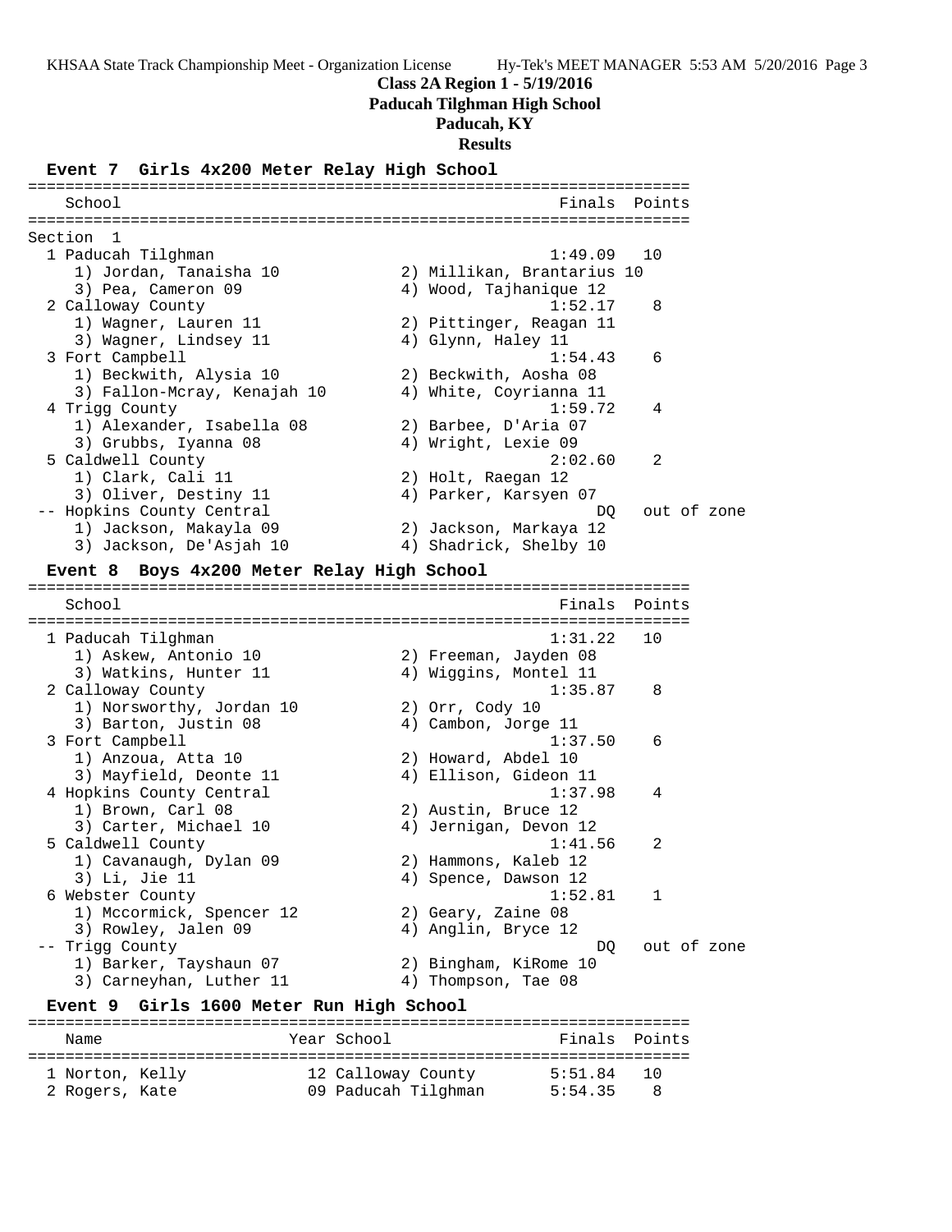# Class 2A Region 1 - 5/19/2016

**Paducah Tilghman High School**

**Paducah, KY**

**Results**

## Event 7 Girls 4x200 Meter Relay High School

Section 1

| Place | School | Finals | Points |
|---|---|---|---|
| 1 | Paducah Tilghman | 1:49.09 | 10 |
| | 1) Jordan, Tanaisha 10; 2) Millikan, Brantarius 10; 3) Pea, Cameron 09; 4) Wood, Tajhanique 12 | | |
| 2 | Calloway County | 1:52.17 | 8 |
| | 1) Wagner, Lauren 11; 2) Pittinger, Reagan 11; 3) Wagner, Lindsey 11; 4) Glynn, Haley 11 | | |
| 3 | Fort Campbell | 1:54.43 | 6 |
| | 1) Beckwith, Alysia 10; 2) Beckwith, Aosha 08; 3) Fallon-Mcray, Kenajah 10; 4) White, Coyrianna 11 | | |
| 4 | Trigg County | 1:59.72 | 4 |
| | 1) Alexander, Isabella 08; 2) Barbee, D'Aria 07; 3) Grubbs, Iyanna 08; 4) Wright, Lexie 09 | | |
| 5 | Caldwell County | 2:02.60 | 2 |
| | 1) Clark, Cali 11; 2) Holt, Raegan 12; 3) Oliver, Destiny 11; 4) Parker, Karsyen 07 | | |
| -- | Hopkins County Central | DQ | out of zone |
| | 1) Jackson, Makayla 09; 2) Jackson, Markaya 12; 3) Jackson, De'Asjah 10; 4) Shadrick, Shelby 10 | | |

## Event 8 Boys 4x200 Meter Relay High School

| Place | School | Finals | Points |
|---|---|---|---|
| 1 | Paducah Tilghman | 1:31.22 | 10 |
| | 1) Askew, Antonio 10; 2) Freeman, Jayden 08; 3) Watkins, Hunter 11; 4) Wiggins, Montel 11 | | |
| 2 | Calloway County | 1:35.87 | 8 |
| | 1) Norsworthy, Jordan 10; 2) Orr, Cody 10; 3) Barton, Justin 08; 4) Cambon, Jorge 11 | | |
| 3 | Fort Campbell | 1:37.50 | 6 |
| | 1) Anzoua, Atta 10; 2) Howard, Abdel 10; 3) Mayfield, Deonte 11; 4) Ellison, Gideon 11 | | |
| 4 | Hopkins County Central | 1:37.98 | 4 |
| | 1) Brown, Carl 08; 2) Austin, Bruce 12; 3) Carter, Michael 10; 4) Jernigan, Devon 12 | | |
| 5 | Caldwell County | 1:41.56 | 2 |
| | 1) Cavanaugh, Dylan 09; 2) Hammons, Kaleb 12; 3) Li, Jie 11; 4) Spence, Dawson 12 | | |
| 6 | Webster County | 1:52.81 | 1 |
| | 1) Mccormick, Spencer 12; 2) Geary, Zaine 08; 3) Rowley, Jalen 09; 4) Anglin, Bryce 12 | | |
| -- | Trigg County | DQ | out of zone |
| | 1) Barker, Tayshaun 07; 2) Bingham, KiRome 10; 3) Carneyhan, Luther 11; 4) Thompson, Tae 08 | | |

## Event 9 Girls 1600 Meter Run High School

| Place | Name | Year | School | Finals | Points |
|---|---|---|---|---|---|
| 1 | Norton, Kelly | 12 | Calloway County | 5:51.84 | 10 |
| 2 | Rogers, Kate | 09 | Paducah Tilghman | 5:54.35 | 8 |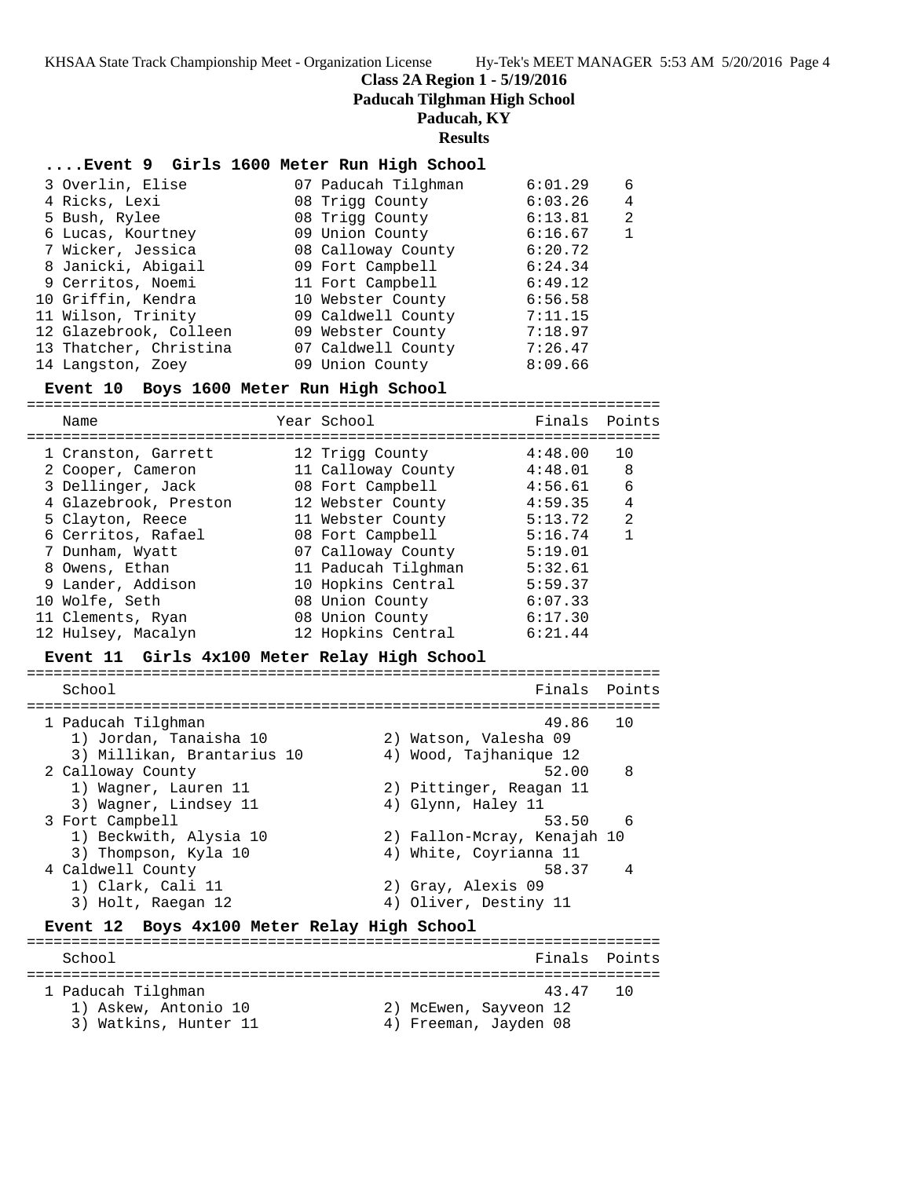**Class 2A Region 1 - 5/19/2016**

**Paducah Tilghman High School**

**Paducah, KY**

**Results**

### ....Event 9 Girls 1600 Meter Run High School

| Name | Year | School | Finals | Points |
|---|---|---|---|---|
| 3 Overlin, Elise | 07 | Paducah Tilghman | 6:01.29 | 6 |
| 4 Ricks, Lexi | 08 | Trigg County | 6:03.26 | 4 |
| 5 Bush, Rylee | 08 | Trigg County | 6:13.81 | 2 |
| 6 Lucas, Kourtney | 09 | Union County | 6:16.67 | 1 |
| 7 Wicker, Jessica | 08 | Calloway County | 6:20.72 | |
| 8 Janicki, Abigail | 09 | Fort Campbell | 6:24.34 | |
| 9 Cerritos, Noemi | 11 | Fort Campbell | 6:49.12 | |
| 10 Griffin, Kendra | 10 | Webster County | 6:56.58 | |
| 11 Wilson, Trinity | 09 | Caldwell County | 7:11.15 | |
| 12 Glazebrook, Colleen | 09 | Webster County | 7:18.97 | |
| 13 Thatcher, Christina | 07 | Caldwell County | 7:26.47 | |
| 14 Langston, Zoey | 09 | Union County | 8:09.66 | |

### Event 10 Boys 1600 Meter Run High School

| Name | Year | School | Finals | Points |
|---|---|---|---|---|
| 1 Cranston, Garrett | 12 | Trigg County | 4:48.00 | 10 |
| 2 Cooper, Cameron | 11 | Calloway County | 4:48.01 | 8 |
| 3 Dellinger, Jack | 08 | Fort Campbell | 4:56.61 | 6 |
| 4 Glazebrook, Preston | 12 | Webster County | 4:59.35 | 4 |
| 5 Clayton, Reece | 11 | Webster County | 5:13.72 | 2 |
| 6 Cerritos, Rafael | 08 | Fort Campbell | 5:16.74 | 1 |
| 7 Dunham, Wyatt | 07 | Calloway County | 5:19.01 | |
| 8 Owens, Ethan | 11 | Paducah Tilghman | 5:32.61 | |
| 9 Lander, Addison | 10 | Hopkins Central | 5:59.37 | |
| 10 Wolfe, Seth | 08 | Union County | 6:07.33 | |
| 11 Clements, Ryan | 08 | Union County | 6:17.30 | |
| 12 Hulsey, Macalyn | 12 | Hopkins Central | 6:21.44 | |

### Event 11 Girls 4x100 Meter Relay High School

| School | Finals | Points |
|---|---|---|
| 1 Paducah Tilghman | 49.86 | 10 |
| 1) Jordan, Tanaisha 10; 2) Watson, Valesha 09; 3) Millikan, Brantarius 10; 4) Wood, Tajhanique 12 | | |
| 2 Calloway County | 52.00 | 8 |
| 1) Wagner, Lauren 11; 2) Pittinger, Reagan 11; 3) Wagner, Lindsey 11; 4) Glynn, Haley 11 | | |
| 3 Fort Campbell | 53.50 | 6 |
| 1) Beckwith, Alysia 10; 2) Fallon-Mcray, Kenajah 10; 3) Thompson, Kyla 10; 4) White, Coyrianna 11 | | |
| 4 Caldwell County | 58.37 | 4 |
| 1) Clark, Cali 11; 2) Gray, Alexis 09; 3) Holt, Raegan 12; 4) Oliver, Destiny 11 | | |

### Event 12 Boys 4x100 Meter Relay High School

| School | Finals | Points |
|---|---|---|
| 1 Paducah Tilghman | 43.47 | 10 |
| 1) Askew, Antonio 10; 2) McEwen, Sayveon 12; 3) Watkins, Hunter 11; 4) Freeman, Jayden 08 | | |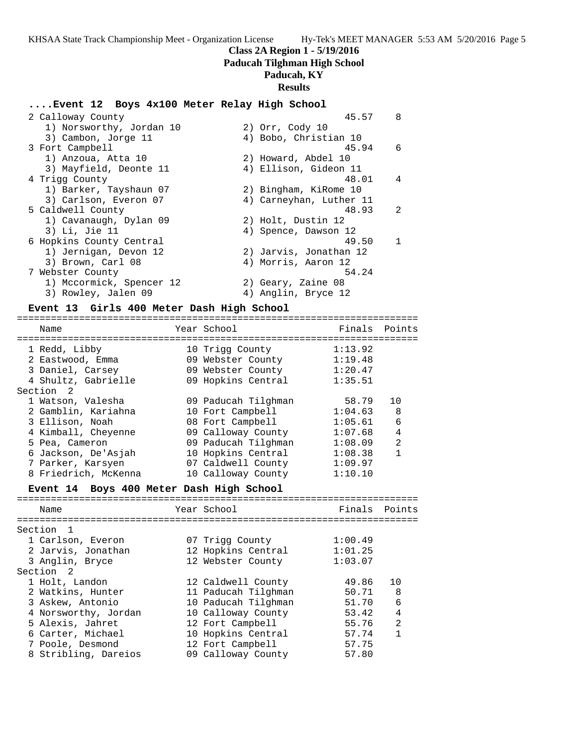# Class 2A Region 1 - 5/19/2016
## Paducah Tilghman High School
## Paducah, KY
## Results

### ....Event 12 Boys 4x100 Meter Relay High School

| Place | School | Finals | Points |
|---|---|---|---|
| 2 | Calloway County | 45.57 | 8 |
| | 1) Norsworthy, Jordan 10; 2) Orr, Cody 10; 3) Cambon, Jorge 11; 4) Bobo, Christian 10 | | |
| 3 | Fort Campbell | 45.94 | 6 |
| | 1) Anzoua, Atta 10; 2) Howard, Abdel 10; 3) Mayfield, Deonte 11; 4) Ellison, Gideon 11 | | |
| 4 | Trigg County | 48.01 | 4 |
| | 1) Barker, Tayshaun 07; 2) Bingham, KiRome 10; 3) Carlson, Everon 07; 4) Carneyhan, Luther 11 | | |
| 5 | Caldwell County | 48.93 | 2 |
| | 1) Cavanaugh, Dylan 09; 2) Holt, Dustin 12; 3) Li, Jie 11; 4) Spence, Dawson 12 | | |
| 6 | Hopkins County Central | 49.50 | 1 |
| | 1) Jernigan, Devon 12; 2) Jarvis, Jonathan 12; 3) Brown, Carl 08; 4) Morris, Aaron 12 | | |
| 7 | Webster County | 54.24 | |
| | 1) Mccormick, Spencer 12; 2) Geary, Zaine 08; 3) Rowley, Jalen 09; 4) Anglin, Bryce 12 | | |

### Event 13 Girls 400 Meter Dash High School

| Place | Name | Year | School | Finals | Points |
|---|---|---|---|---|---|
| 1 | Redd, Libby | 10 | Trigg County | 1:13.92 | |
| 2 | Eastwood, Emma | 09 | Webster County | 1:19.48 | |
| 3 | Daniel, Carsey | 09 | Webster County | 1:20.47 | |
| 4 | Shultz, Gabrielle | 09 | Hopkins Central | 1:35.51 | |
| **Section 2** | | | | | |
| 1 | Watson, Valesha | 09 | Paducah Tilghman | 58.79 | 10 |
| 2 | Gamblin, Kariahna | 10 | Fort Campbell | 1:04.63 | 8 |
| 3 | Ellison, Noah | 08 | Fort Campbell | 1:05.61 | 6 |
| 4 | Kimball, Cheyenne | 09 | Calloway County | 1:07.68 | 4 |
| 5 | Pea, Cameron | 09 | Paducah Tilghman | 1:08.09 | 2 |
| 6 | Jackson, De'Asjah | 10 | Hopkins Central | 1:08.38 | 1 |
| 7 | Parker, Karsyen | 07 | Caldwell County | 1:09.97 | |
| 8 | Friedrich, McKenna | 10 | Calloway County | 1:10.10 | |

### Event 14 Boys 400 Meter Dash High School

| Place | Name | Year | School | Finals | Points |
|---|---|---|---|---|---|
| **Section 1** | | | | | |
| 1 | Carlson, Everon | 07 | Trigg County | 1:00.49 | |
| 2 | Jarvis, Jonathan | 12 | Hopkins Central | 1:01.25 | |
| 3 | Anglin, Bryce | 12 | Webster County | 1:03.07 | |
| **Section 2** | | | | | |
| 1 | Holt, Landon | 12 | Caldwell County | 49.86 | 10 |
| 2 | Watkins, Hunter | 11 | Paducah Tilghman | 50.71 | 8 |
| 3 | Askew, Antonio | 10 | Paducah Tilghman | 51.70 | 6 |
| 4 | Norsworthy, Jordan | 10 | Calloway County | 53.42 | 4 |
| 5 | Alexis, Jahret | 12 | Fort Campbell | 55.76 | 2 |
| 6 | Carter, Michael | 10 | Hopkins Central | 57.74 | 1 |
| 7 | Poole, Desmond | 12 | Fort Campbell | 57.75 | |
| 8 | Stribling, Dareios | 09 | Calloway County | 57.80 | |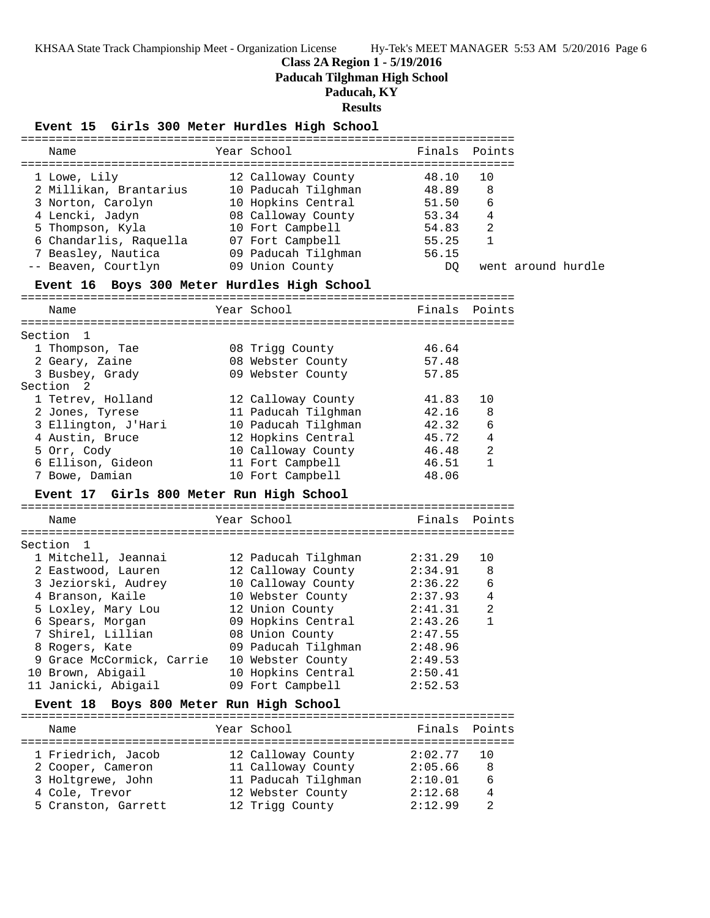**Class 2A Region 1 - 5/19/2016**

**Paducah Tilghman High School**

**Paducah, KY**

**Results**

### Event 15 Girls 300 Meter Hurdles High School

| Place | Name | Year | School | Finals | Points |
|---|---|---|---|---|---|
| 1 | Lowe, Lily | 12 | Calloway County | 48.10 | 10 |
| 2 | Millikan, Brantarius | 10 | Paducah Tilghman | 48.89 | 8 |
| 3 | Norton, Carolyn | 10 | Hopkins Central | 51.50 | 6 |
| 4 | Lencki, Jadyn | 08 | Calloway County | 53.34 | 4 |
| 5 | Thompson, Kyla | 10 | Fort Campbell | 54.83 | 2 |
| 6 | Chandarlis, Raquella | 07 | Fort Campbell | 55.25 | 1 |
| 7 | Beasley, Nautica | 09 | Paducah Tilghman | 56.15 | |
| -- | Beaven, Courtlyn | 09 | Union County | DQ | went around hurdle |

### Event 16 Boys 300 Meter Hurdles High School

| Place | Name | Year | School | Finals | Points |
|---|---|---|---|---|---|
| **Section 1** | | | | | |
| 1 | Thompson, Tae | 08 | Trigg County | 46.64 | |
| 2 | Geary, Zaine | 08 | Webster County | 57.48 | |
| 3 | Busbey, Grady | 09 | Webster County | 57.85 | |
| **Section 2** | | | | | |
| 1 | Tetrev, Holland | 12 | Calloway County | 41.83 | 10 |
| 2 | Jones, Tyrese | 11 | Paducah Tilghman | 42.16 | 8 |
| 3 | Ellington, J'Hari | 10 | Paducah Tilghman | 42.32 | 6 |
| 4 | Austin, Bruce | 12 | Hopkins Central | 45.72 | 4 |
| 5 | Orr, Cody | 10 | Calloway County | 46.48 | 2 |
| 6 | Ellison, Gideon | 11 | Fort Campbell | 46.51 | 1 |
| 7 | Bowe, Damian | 10 | Fort Campbell | 48.06 | |

### Event 17 Girls 800 Meter Run High School

| Place | Name | Year | School | Finals | Points |
|---|---|---|---|---|---|
| **Section 1** | | | | | |
| 1 | Mitchell, Jeannai | 12 | Paducah Tilghman | 2:31.29 | 10 |
| 2 | Eastwood, Lauren | 12 | Calloway County | 2:34.91 | 8 |
| 3 | Jeziorski, Audrey | 10 | Calloway County | 2:36.22 | 6 |
| 4 | Branson, Kaile | 10 | Webster County | 2:37.93 | 4 |
| 5 | Loxley, Mary Lou | 12 | Union County | 2:41.31 | 2 |
| 6 | Spears, Morgan | 09 | Hopkins Central | 2:43.26 | 1 |
| 7 | Shirel, Lillian | 08 | Union County | 2:47.55 | |
| 8 | Rogers, Kate | 09 | Paducah Tilghman | 2:48.96 | |
| 9 | Grace McCormick, Carrie | 10 | Webster County | 2:49.53 | |
| 10 | Brown, Abigail | 10 | Hopkins Central | 2:50.41 | |
| 11 | Janicki, Abigail | 09 | Fort Campbell | 2:52.53 | |

### Event 18 Boys 800 Meter Run High School

| Place | Name | Year | School | Finals | Points |
|---|---|---|---|---|---|
| 1 | Friedrich, Jacob | 12 | Calloway County | 2:02.77 | 10 |
| 2 | Cooper, Cameron | 11 | Calloway County | 2:05.66 | 8 |
| 3 | Holtgrewe, John | 11 | Paducah Tilghman | 2:10.01 | 6 |
| 4 | Cole, Trevor | 12 | Webster County | 2:12.68 | 4 |
| 5 | Cranston, Garrett | 12 | Trigg County | 2:12.99 | 2 |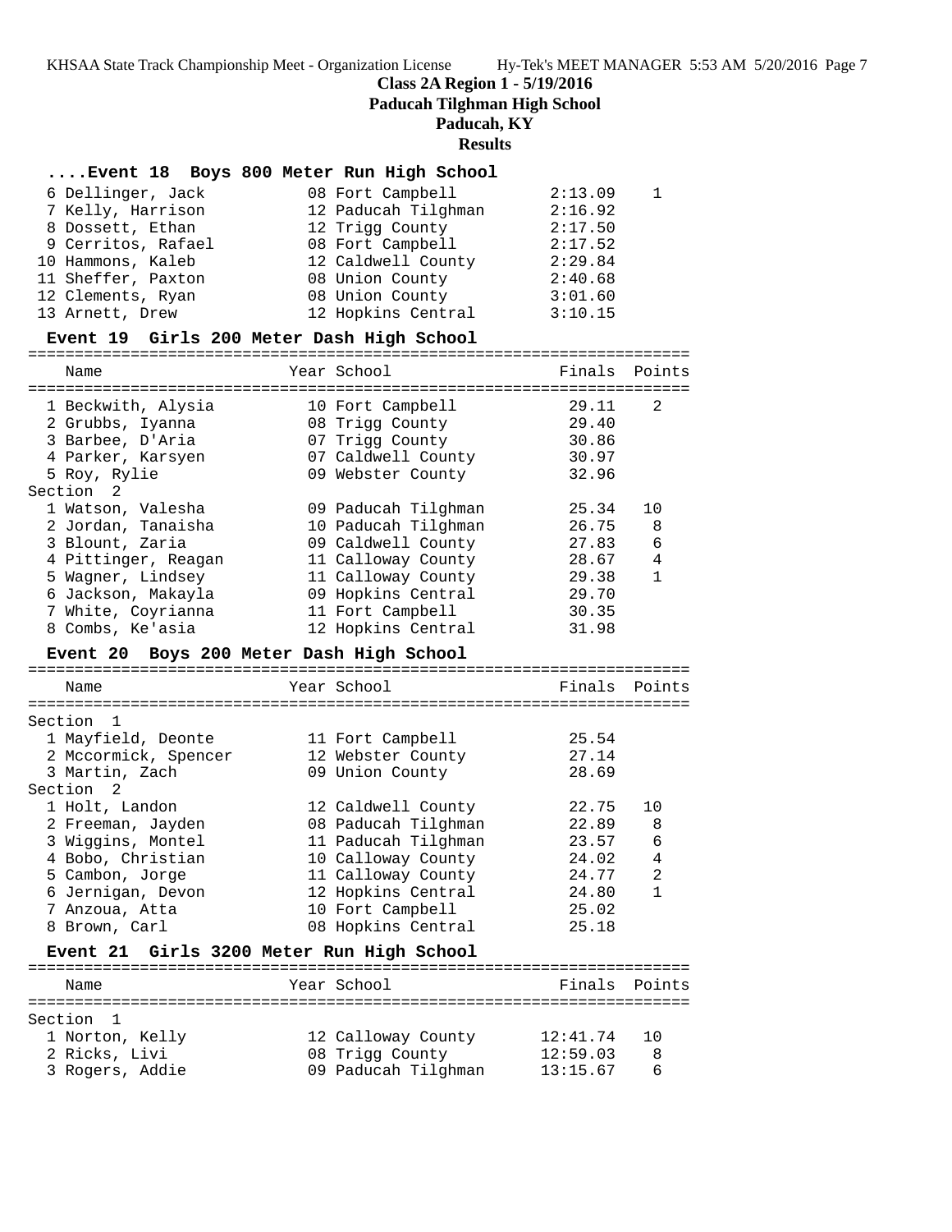# Class 2A Region 1 - 5/19/2016

**Paducah Tilghman High School**

**Paducah, KY**

**Results**

### ....Event 18 Boys 800 Meter Run High School

| Place | Name | Year | School | Finals | Points |
|---|---|---|---|---|---|
| 6 | Dellinger, Jack | 08 | Fort Campbell | 2:13.09 | 1 |
| 7 | Kelly, Harrison | 12 | Paducah Tilghman | 2:16.92 | |
| 8 | Dossett, Ethan | 12 | Trigg County | 2:17.50 | |
| 9 | Cerritos, Rafael | 08 | Fort Campbell | 2:17.52 | |
| 10 | Hammons, Kaleb | 12 | Caldwell County | 2:29.84 | |
| 11 | Sheffer, Paxton | 08 | Union County | 2:40.68 | |
| 12 | Clements, Ryan | 08 | Union County | 3:01.60 | |
| 13 | Arnett, Drew | 12 | Hopkins Central | 3:10.15 | |

### Event 19 Girls 200 Meter Dash High School

| Place | Name | Year | School | Finals | Points |
|---|---|---|---|---|---|
| 1 | Beckwith, Alysia | 10 | Fort Campbell | 29.11 | 2 |
| 2 | Grubbs, Iyanna | 08 | Trigg County | 29.40 | |
| 3 | Barbee, D'Aria | 07 | Trigg County | 30.86 | |
| 4 | Parker, Karsyen | 07 | Caldwell County | 30.97 | |
| 5 | Roy, Rylie | 09 | Webster County | 32.96 | |
| **Section 2** | | | | | |
| 1 | Watson, Valesha | 09 | Paducah Tilghman | 25.34 | 10 |
| 2 | Jordan, Tanaisha | 10 | Paducah Tilghman | 26.75 | 8 |
| 3 | Blount, Zaria | 09 | Caldwell County | 27.83 | 6 |
| 4 | Pittinger, Reagan | 11 | Calloway County | 28.67 | 4 |
| 5 | Wagner, Lindsey | 11 | Calloway County | 29.38 | 1 |
| 6 | Jackson, Makayla | 09 | Hopkins Central | 29.70 | |
| 7 | White, Coyrianna | 11 | Fort Campbell | 30.35 | |
| 8 | Combs, Ke'asia | 12 | Hopkins Central | 31.98 | |

### Event 20 Boys 200 Meter Dash High School

| Place | Name | Year | School | Finals | Points |
|---|---|---|---|---|---|
| **Section 1** | | | | | |
| 1 | Mayfield, Deonte | 11 | Fort Campbell | 25.54 | |
| 2 | Mccormick, Spencer | 12 | Webster County | 27.14 | |
| 3 | Martin, Zach | 09 | Union County | 28.69 | |
| **Section 2** | | | | | |
| 1 | Holt, Landon | 12 | Caldwell County | 22.75 | 10 |
| 2 | Freeman, Jayden | 08 | Paducah Tilghman | 22.89 | 8 |
| 3 | Wiggins, Montel | 11 | Paducah Tilghman | 23.57 | 6 |
| 4 | Bobo, Christian | 10 | Calloway County | 24.02 | 4 |
| 5 | Cambon, Jorge | 11 | Calloway County | 24.77 | 2 |
| 6 | Jernigan, Devon | 12 | Hopkins Central | 24.80 | 1 |
| 7 | Anzoua, Atta | 10 | Fort Campbell | 25.02 | |
| 8 | Brown, Carl | 08 | Hopkins Central | 25.18 | |

### Event 21 Girls 3200 Meter Run High School

| Place | Name | Year | School | Finals | Points |
|---|---|---|---|---|---|
| **Section 1** | | | | | |
| 1 | Norton, Kelly | 12 | Calloway County | 12:41.74 | 10 |
| 2 | Ricks, Livi | 08 | Trigg County | 12:59.03 | 8 |
| 3 | Rogers, Addie | 09 | Paducah Tilghman | 13:15.67 | 6 |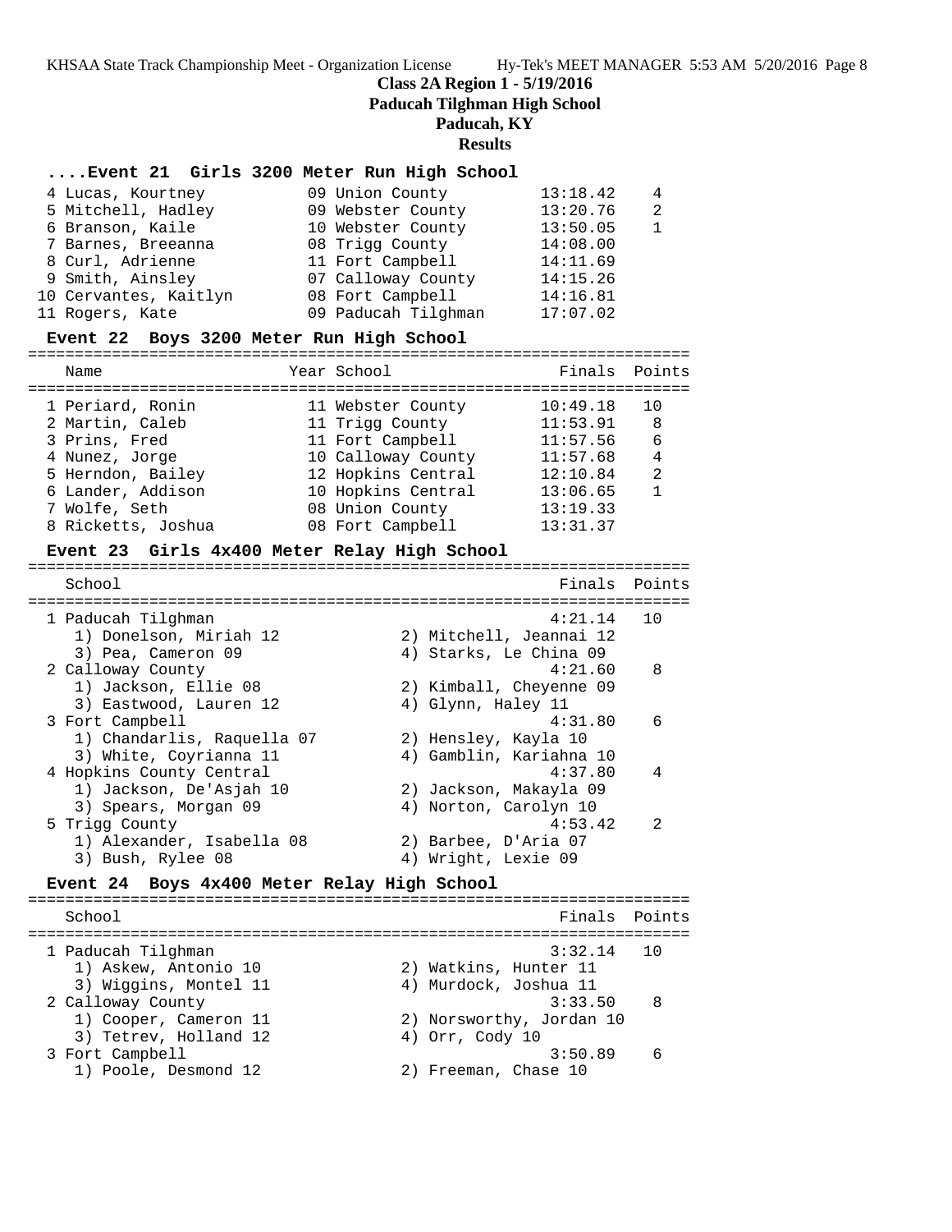# Class 2A Region 1 - 5/19/2016
## Paducah Tilghman High School
## Paducah, KY
## Results

### ....Event 21 Girls 3200 Meter Run High School

| Place | Name | Year | School | Finals | Points |
|---|---|---|---|---|---|
| 4 | Lucas, Kourtney | 09 | Union County | 13:18.42 | 4 |
| 5 | Mitchell, Hadley | 09 | Webster County | 13:20.76 | 2 |
| 6 | Branson, Kaile | 10 | Webster County | 13:50.05 | 1 |
| 7 | Barnes, Breeanna | 08 | Trigg County | 14:08.00 | |
| 8 | Curl, Adrienne | 11 | Fort Campbell | 14:11.69 | |
| 9 | Smith, Ainsley | 07 | Calloway County | 14:15.26 | |
| 10 | Cervantes, Kaitlyn | 08 | Fort Campbell | 14:16.81 | |
| 11 | Rogers, Kate | 09 | Paducah Tilghman | 17:07.02 | |

### Event 22 Boys 3200 Meter Run High School

| Place | Name | Year | School | Finals | Points |
|---|---|---|---|---|---|
| 1 | Periard, Ronin | 11 | Webster County | 10:49.18 | 10 |
| 2 | Martin, Caleb | 11 | Trigg County | 11:53.91 | 8 |
| 3 | Prins, Fred | 11 | Fort Campbell | 11:57.56 | 6 |
| 4 | Nunez, Jorge | 10 | Calloway County | 11:57.68 | 4 |
| 5 | Herndon, Bailey | 12 | Hopkins Central | 12:10.84 | 2 |
| 6 | Lander, Addison | 10 | Hopkins Central | 13:06.65 | 1 |
| 7 | Wolfe, Seth | 08 | Union County | 13:19.33 | |
| 8 | Ricketts, Joshua | 08 | Fort Campbell | 13:31.37 | |

### Event 23 Girls 4x400 Meter Relay High School

| Place | School | Finals | Points |
|---|---|---|---|
| 1 | Paducah Tilghman | 4:21.14 | 10 |
| | 1) Donelson, Miriah 12; 2) Mitchell, Jeannai 12; 3) Pea, Cameron 09; 4) Starks, Le China 09 | | |
| 2 | Calloway County | 4:21.60 | 8 |
| | 1) Jackson, Ellie 08; 2) Kimball, Cheyenne 09; 3) Eastwood, Lauren 12; 4) Glynn, Haley 11 | | |
| 3 | Fort Campbell | 4:31.80 | 6 |
| | 1) Chandarlis, Raquella 07; 2) Hensley, Kayla 10; 3) White, Coyrianna 11; 4) Gamblin, Kariahna 10 | | |
| 4 | Hopkins County Central | 4:37.80 | 4 |
| | 1) Jackson, De'Asjah 10; 2) Jackson, Makayla 09; 3) Spears, Morgan 09; 4) Norton, Carolyn 10 | | |
| 5 | Trigg County | 4:53.42 | 2 |
| | 1) Alexander, Isabella 08; 2) Barbee, D'Aria 07; 3) Bush, Rylee 08; 4) Wright, Lexie 09 | | |

### Event 24 Boys 4x400 Meter Relay High School

| Place | School | Finals | Points |
|---|---|---|---|
| 1 | Paducah Tilghman | 3:32.14 | 10 |
| | 1) Askew, Antonio 10; 2) Watkins, Hunter 11; 3) Wiggins, Montel 11; 4) Murdock, Joshua 11 | | |
| 2 | Calloway County | 3:33.50 | 8 |
| | 1) Cooper, Cameron 11; 2) Norsworthy, Jordan 10; 3) Tetrev, Holland 12; 4) Orr, Cody 10 | | |
| 3 | Fort Campbell | 3:50.89 | 6 |
| | 1) Poole, Desmond 12; 2) Freeman, Chase 10 | | |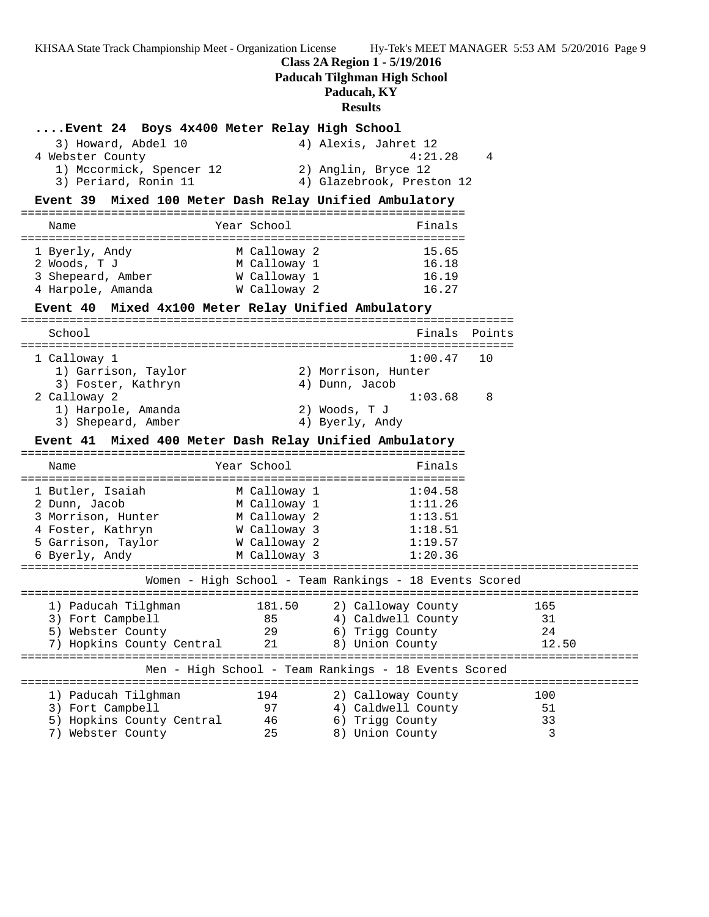**Class 2A Region 1 - 5/19/2016**
**Paducah Tilghman High School**
**Paducah, KY**
**Results**

### ....Event 24 Boys 4x400 Meter Relay High School

| School | Finals | Points |
|---|---|---|
| 3) Howard, Abdel 10 / 4) Alexis, Jahret 12 | | |
| 4 Webster County | 4:21.28 | 4 |
| 1) Mccormick, Spencer 12 / 2) Anglin, Bryce 12 | | |
| 3) Periard, Ronin 11 / 4) Glazebrook, Preston 12 | | |

### Event 39 Mixed 100 Meter Dash Relay Unified Ambulatory

| Name | Year | School | Finals |
|---|---|---|---|
| 1 Byerly, Andy | M | Calloway 2 | 15.65 |
| 2 Woods, T J | M | Calloway 1 | 16.18 |
| 3 Shepeard, Amber | W | Calloway 1 | 16.19 |
| 4 Harpole, Amanda | W | Calloway 2 | 16.27 |

### Event 40 Mixed 4x100 Meter Relay Unified Ambulatory

| School | Finals | Points |
|---|---|---|
| 1 Calloway 1 | 1:00.47 | 10 |
| 1) Garrison, Taylor / 2) Morrison, Hunter | | |
| 3) Foster, Kathryn / 4) Dunn, Jacob | | |
| 2 Calloway 2 | 1:03.68 | 8 |
| 1) Harpole, Amanda / 2) Woods, T J | | |
| 3) Shepeard, Amber / 4) Byerly, Andy | | |

### Event 41 Mixed 400 Meter Dash Relay Unified Ambulatory

| Name | Year | School | Finals |
|---|---|---|---|
| 1 Butler, Isaiah | M | Calloway 1 | 1:04.58 |
| 2 Dunn, Jacob | M | Calloway 1 | 1:11.26 |
| 3 Morrison, Hunter | M | Calloway 2 | 1:13.51 |
| 4 Foster, Kathryn | W | Calloway 3 | 1:18.51 |
| 5 Garrison, Taylor | W | Calloway 2 | 1:19.57 |
| 6 Byerly, Andy | M | Calloway 3 | 1:20.36 |

### Women - High School - Team Rankings - 18 Events Scored

| | | | |
|---|---|---|---|
| 1) Paducah Tilghman | 181.50 | 2) Calloway County | 165 |
| 3) Fort Campbell | 85 | 4) Caldwell County | 31 |
| 5) Webster County | 29 | 6) Trigg County | 24 |
| 7) Hopkins County Central | 21 | 8) Union County | 12.50 |

### Men - High School - Team Rankings - 18 Events Scored

| | | | |
|---|---|---|---|
| 1) Paducah Tilghman | 194 | 2) Calloway County | 100 |
| 3) Fort Campbell | 97 | 4) Caldwell County | 51 |
| 5) Hopkins County Central | 46 | 6) Trigg County | 33 |
| 7) Webster County | 25 | 8) Union County | 3 |